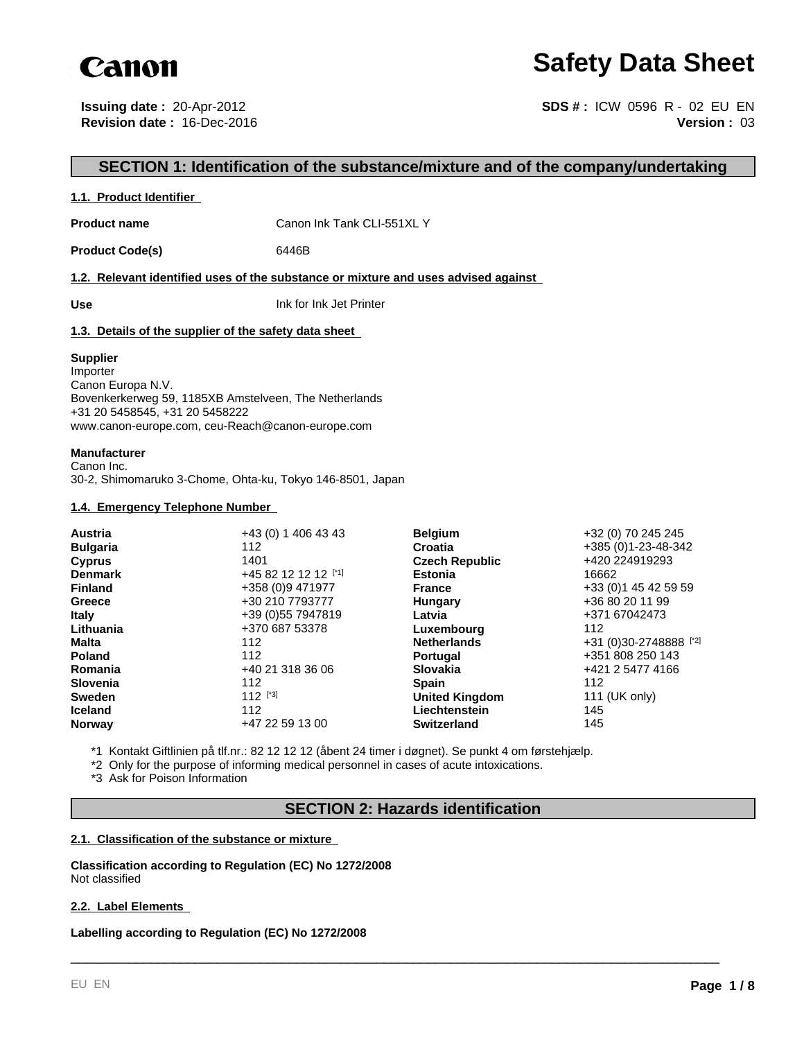Canon

# Safety Data Sheet

**Issuing date :** 20-Apr-2012
**Revision date :** 16-Dec-2016

**SDS # :** ICW 0596 R - 02 EU EN
**Version :** 03

## SECTION 1: Identification of the substance/mixture and of the company/undertaking

### 1.1. Product Identifier

**Product name** Canon Ink Tank CLI-551XL Y

**Product Code(s)** 6446B

### 1.2. Relevant identified uses of the substance or mixture and uses advised against

**Use** Ink for Ink Jet Printer

### 1.3. Details of the supplier of the safety data sheet

**Supplier**
Importer
Canon Europa N.V.
Bovenkerkerweg 59, 1185XB Amstelveen, The Netherlands
+31 20 5458545, +31 20 5458222
www.canon-europe.com, ceu-Reach@canon-europe.com

**Manufacturer**
Canon Inc.
30-2, Shimomaruko 3-Chome, Ohta-ku, Tokyo 146-8501, Japan

### 1.4. Emergency Telephone Number

| | | | |
|---|---|---|---|
| **Austria** | +43 (0) 1 406 43 43 | **Belgium** | +32 (0) 70 245 245 |
| **Bulgaria** | 112 | **Croatia** | +385 (0)1-23-48-342 |
| **Cyprus** | 1401 | **Czech Republic** | +420 224919293 |
| **Denmark** | +45 82 12 12 12 [*1] | **Estonia** | 16662 |
| **Finland** | +358 (0)9 471977 | **France** | +33 (0)1 45 42 59 59 |
| **Greece** | +30 210 7793777 | **Hungary** | +36 80 20 11 99 |
| **Italy** | +39 (0)55 7947819 | **Latvia** | +371 67042473 |
| **Lithuania** | +370 687 53378 | **Luxembourg** | 112 |
| **Malta** | 112 | **Netherlands** | +31 (0)30-2748888 [*2] |
| **Poland** | 112 | **Portugal** | +351 808 250 143 |
| **Romania** | +40 21 318 36 06 | **Slovakia** | +421 2 5477 4166 |
| **Slovenia** | 112 | **Spain** | 112 |
| **Sweden** | 112 [*3] | **United Kingdom** | 111 (UK only) |
| **Iceland** | 112 | **Liechtenstein** | 145 |
| **Norway** | +47 22 59 13 00 | **Switzerland** | 145 |

*1 Kontakt Giftlinien på tlf.nr.: 82 12 12 12 (åbent 24 timer i døgnet). Se punkt 4 om førstehjælp.
*2 Only for the purpose of informing medical personnel in cases of acute intoxications.
*3 Ask for Poison Information

## SECTION 2: Hazards identification

### 2.1. Classification of the substance or mixture

**Classification according to Regulation (EC) No 1272/2008**
Not classified

### 2.2. Label Elements

**Labelling according to Regulation (EC) No 1272/2008**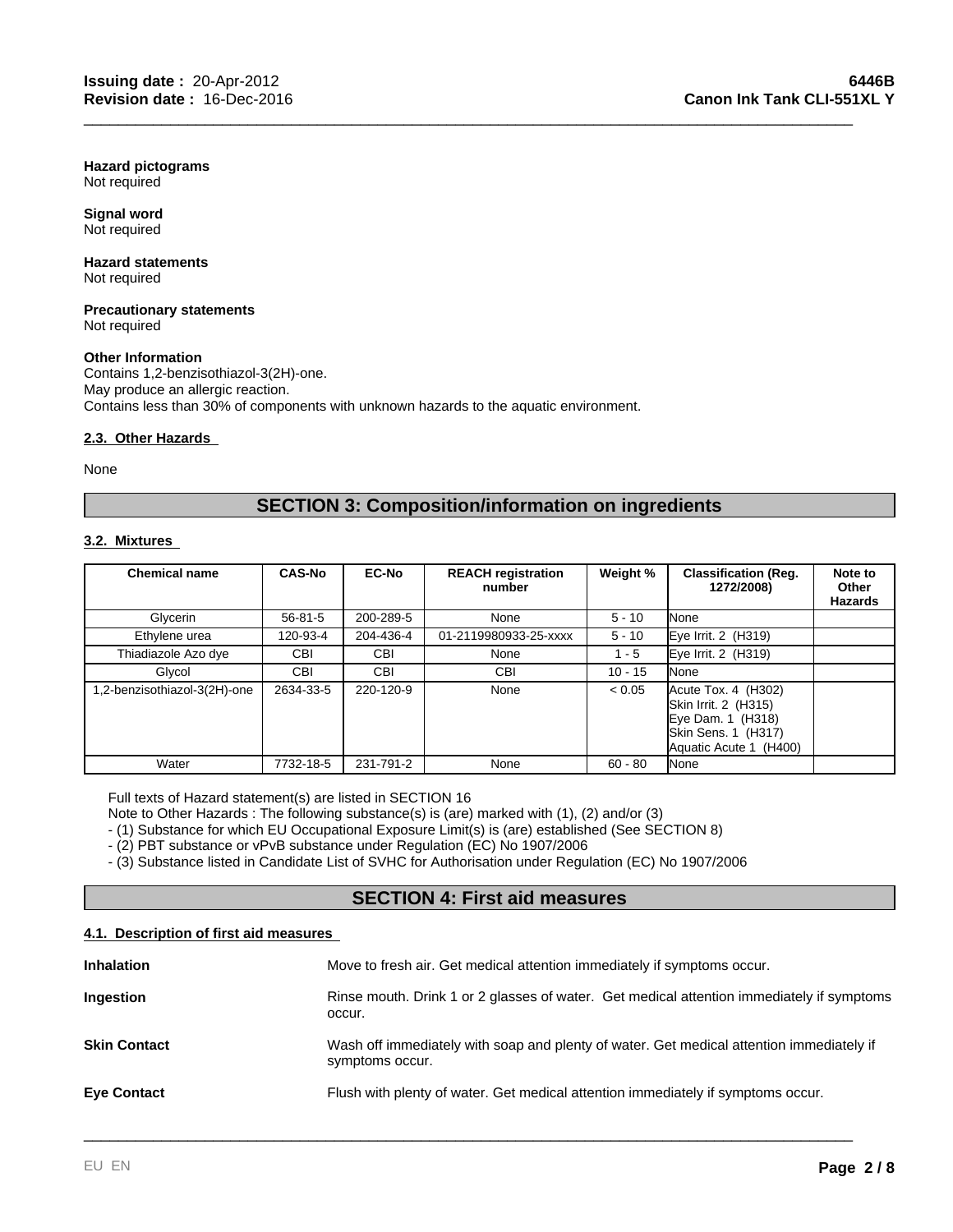**Hazard pictograms**
Not required

**Signal word**
Not required

**Hazard statements**
Not required

**Precautionary statements**
Not required

**Other Information**
Contains 1,2-benzisothiazol-3(2H)-one.
May produce an allergic reaction.
Contains less than 30% of components with unknown hazards to the aquatic environment.

### 2.3. Other Hazards

None

## SECTION 3: Composition/information on ingredients

### 3.2. Mixtures

| Chemical name | CAS-No | EC-No | REACH registration number | Weight % | Classification (Reg. 1272/2008) | Note to Other Hazards |
|---|---|---|---|---|---|---|
| Glycerin | 56-81-5 | 200-289-5 | None | 5 - 10 | None | |
| Ethylene urea | 120-93-4 | 204-436-4 | 01-2119980933-25-xxxx | 5 - 10 | Eye Irrit. 2 (H319) | |
| Thiadiazole Azo dye | CBI | CBI | None | 1 - 5 | Eye Irrit. 2 (H319) | |
| Glycol | CBI | CBI | CBI | 10 - 15 | None | |
| 1,2-benzisothiazol-3(2H)-one | 2634-33-5 | 220-120-9 | None | < 0.05 | Acute Tox. 4 (H302)<br>Skin Irrit. 2 (H315)<br>Eye Dam. 1 (H318)<br>Skin Sens. 1 (H317)<br>Aquatic Acute 1 (H400) | |
| Water | 7732-18-5 | 231-791-2 | None | 60 - 80 | None | |

Full texts of Hazard statement(s) are listed in SECTION 16
Note to Other Hazards : The following substance(s) is (are) marked with (1), (2) and/or (3)
- (1) Substance for which EU Occupational Exposure Limit(s) is (are) established (See SECTION 8)
- (2) PBT substance or vPvB substance under Regulation (EC) No 1907/2006
- (3) Substance listed in Candidate List of SVHC for Authorisation under Regulation (EC) No 1907/2006

## SECTION 4: First aid measures

### 4.1. Description of first aid measures

**Inhalation** Move to fresh air. Get medical attention immediately if symptoms occur.

**Ingestion** Rinse mouth. Drink 1 or 2 glasses of water. Get medical attention immediately if symptoms occur.

**Skin Contact** Wash off immediately with soap and plenty of water. Get medical attention immediately if symptoms occur.

**Eye Contact** Flush with plenty of water. Get medical attention immediately if symptoms occur.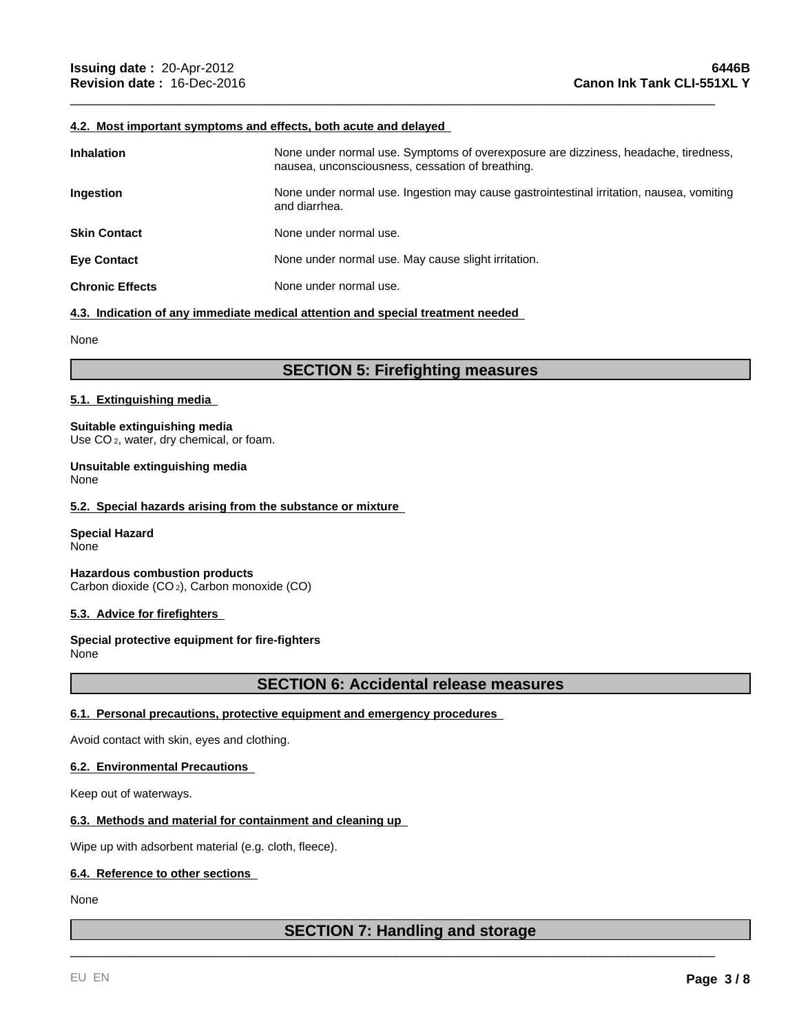### 4.2. Most important symptoms and effects, both acute and delayed

| | |
|---|---|
| **Inhalation** | None under normal use. Symptoms of overexposure are dizziness, headache, tiredness, nausea, unconsciousness, cessation of breathing. |
| **Ingestion** | None under normal use. Ingestion may cause gastrointestinal irritation, nausea, vomiting and diarrhea. |
| **Skin Contact** | None under normal use. |
| **Eye Contact** | None under normal use. May cause slight irritation. |
| **Chronic Effects** | None under normal use. |

### 4.3. Indication of any immediate medical attention and special treatment needed

None

## SECTION 5: Firefighting measures

### 5.1. Extinguishing media

**Suitable extinguishing media**
Use $CO_2$, water, dry chemical, or foam.

**Unsuitable extinguishing media**
None

### 5.2. Special hazards arising from the substance or mixture

**Special Hazard**
None

**Hazardous combustion products**
Carbon dioxide ($CO_2$), Carbon monoxide (CO)

### 5.3. Advice for firefighters

**Special protective equipment for fire-fighters**
None

## SECTION 6: Accidental release measures

### 6.1. Personal precautions, protective equipment and emergency procedures

Avoid contact with skin, eyes and clothing.

### 6.2. Environmental Precautions

Keep out of waterways.

### 6.3. Methods and material for containment and cleaning up

Wipe up with adsorbent material (e.g. cloth, fleece).

### 6.4. Reference to other sections

None

## SECTION 7: Handling and storage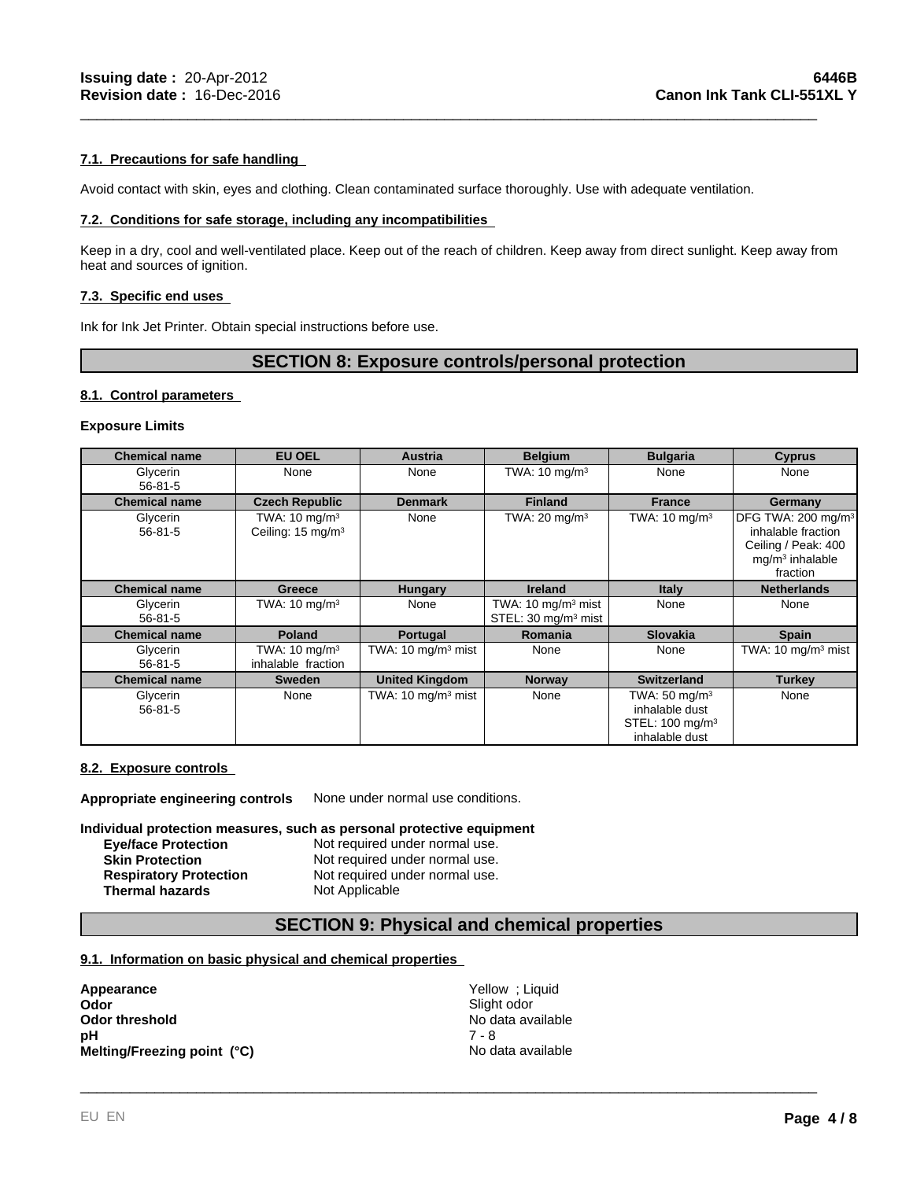### 7.1. Precautions for safe handling

Avoid contact with skin, eyes and clothing. Clean contaminated surface thoroughly. Use with adequate ventilation.

### 7.2. Conditions for safe storage, including any incompatibilities

Keep in a dry, cool and well-ventilated place. Keep out of the reach of children. Keep away from direct sunlight. Keep away from heat and sources of ignition.

### 7.3. Specific end uses

Ink for Ink Jet Printer. Obtain special instructions before use.

## SECTION 8: Exposure controls/personal protection

### 8.1. Control parameters

**Exposure Limits**

| Chemical name | EU OEL | Austria | Belgium | Bulgaria | Cyprus |
|---|---|---|---|---|---|
| Glycerin 56-81-5 | None | None | TWA: 10 mg/m³ | None | None |
| **Chemical name** | **Czech Republic** | **Denmark** | **Finland** | **France** | **Germany** |
| Glycerin 56-81-5 | TWA: 10 mg/m³ Ceiling: 15 mg/m³ | None | TWA: 20 mg/m³ | TWA: 10 mg/m³ | DFG TWA: 200 mg/m³ inhalable fraction Ceiling / Peak: 400 mg/m³ inhalable fraction |
| **Chemical name** | **Greece** | **Hungary** | **Ireland** | **Italy** | **Netherlands** |
| Glycerin 56-81-5 | TWA: 10 mg/m³ | None | TWA: 10 mg/m³ mist STEL: 30 mg/m³ mist | None | None |
| **Chemical name** | **Poland** | **Portugal** | **Romania** | **Slovakia** | **Spain** |
| Glycerin 56-81-5 | TWA: 10 mg/m³ inhalable fraction | TWA: 10 mg/m³ mist | None | None | TWA: 10 mg/m³ mist |
| **Chemical name** | **Sweden** | **United Kingdom** | **Norway** | **Switzerland** | **Turkey** |
| Glycerin 56-81-5 | None | TWA: 10 mg/m³ mist | None | TWA: 50 mg/m³ inhalable dust STEL: 100 mg/m³ inhalable dust | None |

### 8.2. Exposure controls

**Appropriate engineering controls** None under normal use conditions.

**Individual protection measures, such as personal protective equipment**

| | |
|---|---|
| **Eye/face Protection** | Not required under normal use. |
| **Skin Protection** | Not required under normal use. |
| **Respiratory Protection** | Not required under normal use. |
| **Thermal hazards** | Not Applicable |

## SECTION 9: Physical and chemical properties

### 9.1. Information on basic physical and chemical properties

| | |
|---|---|
| **Appearance** | Yellow ; Liquid |
| **Odor** | Slight odor |
| **Odor threshold** | No data available |
| **pH** | 7 - 8 |
| **Melting/Freezing point (°C)** | No data available |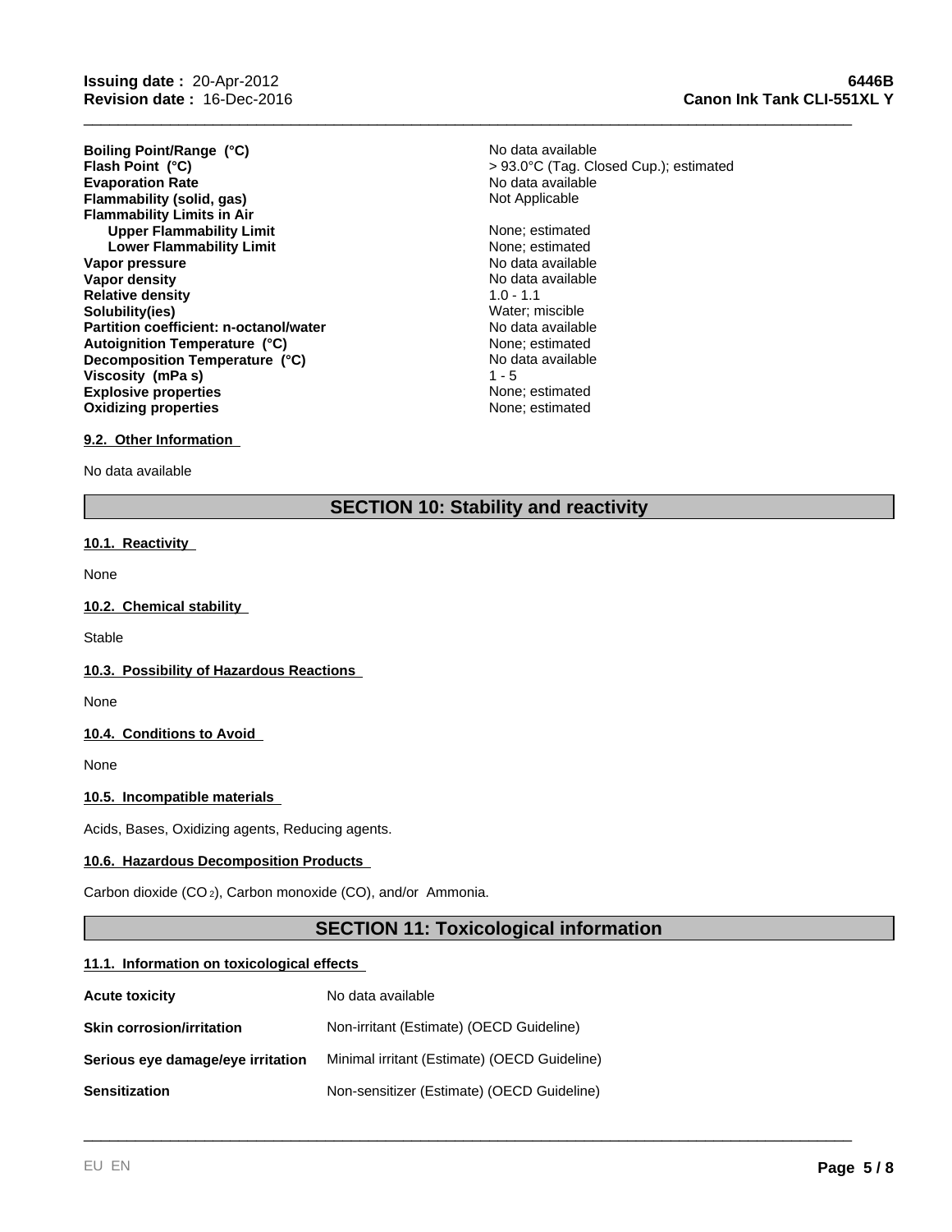| | |
|---|---|
| **Boiling Point/Range (°C)** | No data available |
| **Flash Point (°C)** | > 93.0°C (Tag. Closed Cup.); estimated |
| **Evaporation Rate** | No data available |
| **Flammability (solid, gas)** | Not Applicable |
| **Flammability Limits in Air** | |
| **Upper Flammability Limit** | None; estimated |
| **Lower Flammability Limit** | None; estimated |
| **Vapor pressure** | No data available |
| **Vapor density** | No data available |
| **Relative density** | 1.0 - 1.1 |
| **Solubility(ies)** | Water; miscible |
| **Partition coefficient: n-octanol/water** | No data available |
| **Autoignition Temperature (°C)** | None; estimated |
| **Decomposition Temperature (°C)** | No data available |
| **Viscosity (mPa s)** | 1 - 5 |
| **Explosive properties** | None; estimated |
| **Oxidizing properties** | None; estimated |

### 9.2. Other Information

No data available

## SECTION 10: Stability and reactivity

### 10.1. Reactivity

None

### 10.2. Chemical stability

Stable

### 10.3. Possibility of Hazardous Reactions

None

### 10.4. Conditions to Avoid

None

### 10.5. Incompatible materials

Acids, Bases, Oxidizing agents, Reducing agents.

### 10.6. Hazardous Decomposition Products

Carbon dioxide ($CO_2$), Carbon monoxide (CO), and/or Ammonia.

## SECTION 11: Toxicological information

### 11.1. Information on toxicological effects

| | |
|---|---|
| **Acute toxicity** | No data available |
| **Skin corrosion/irritation** | Non-irritant (Estimate) (OECD Guideline) |
| **Serious eye damage/eye irritation** | Minimal irritant (Estimate) (OECD Guideline) |
| **Sensitization** | Non-sensitizer (Estimate) (OECD Guideline) |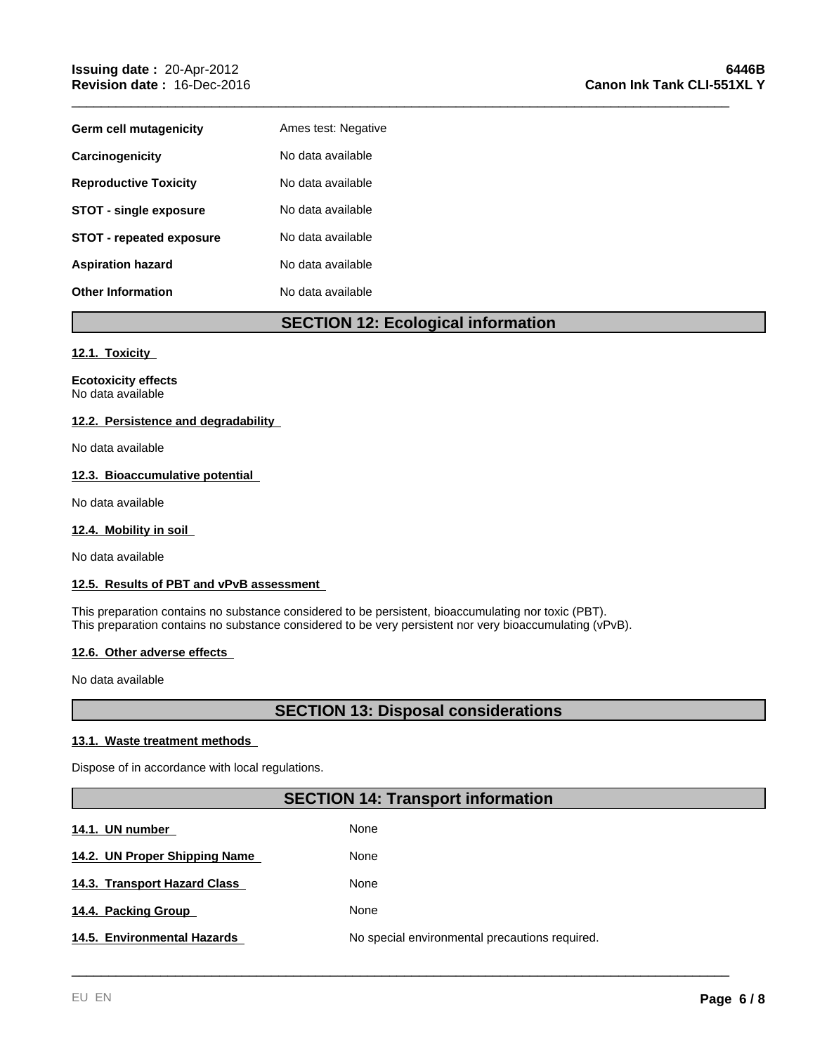| | |
|---|---|
| **Germ cell mutagenicity** | Ames test: Negative |
| **Carcinogenicity** | No data available |
| **Reproductive Toxicity** | No data available |
| **STOT - single exposure** | No data available |
| **STOT - repeated exposure** | No data available |
| **Aspiration hazard** | No data available |
| **Other Information** | No data available |

## SECTION 12: Ecological information

### 12.1. Toxicity

**Ecotoxicity effects**
No data available

### 12.2. Persistence and degradability

No data available

### 12.3. Bioaccumulative potential

No data available

### 12.4. Mobility in soil

No data available

### 12.5. Results of PBT and vPvB assessment

This preparation contains no substance considered to be persistent, bioaccumulating nor toxic (PBT).
This preparation contains no substance considered to be very persistent nor very bioaccumulating (vPvB).

### 12.6. Other adverse effects

No data available

## SECTION 13: Disposal considerations

### 13.1. Waste treatment methods

Dispose of in accordance with local regulations.

## SECTION 14: Transport information

| | |
|---|---|
| **14.1. UN number** | None |
| **14.2. UN Proper Shipping Name** | None |
| **14.3. Transport Hazard Class** | None |
| **14.4. Packing Group** | None |
| **14.5. Environmental Hazards** | No special environmental precautions required. |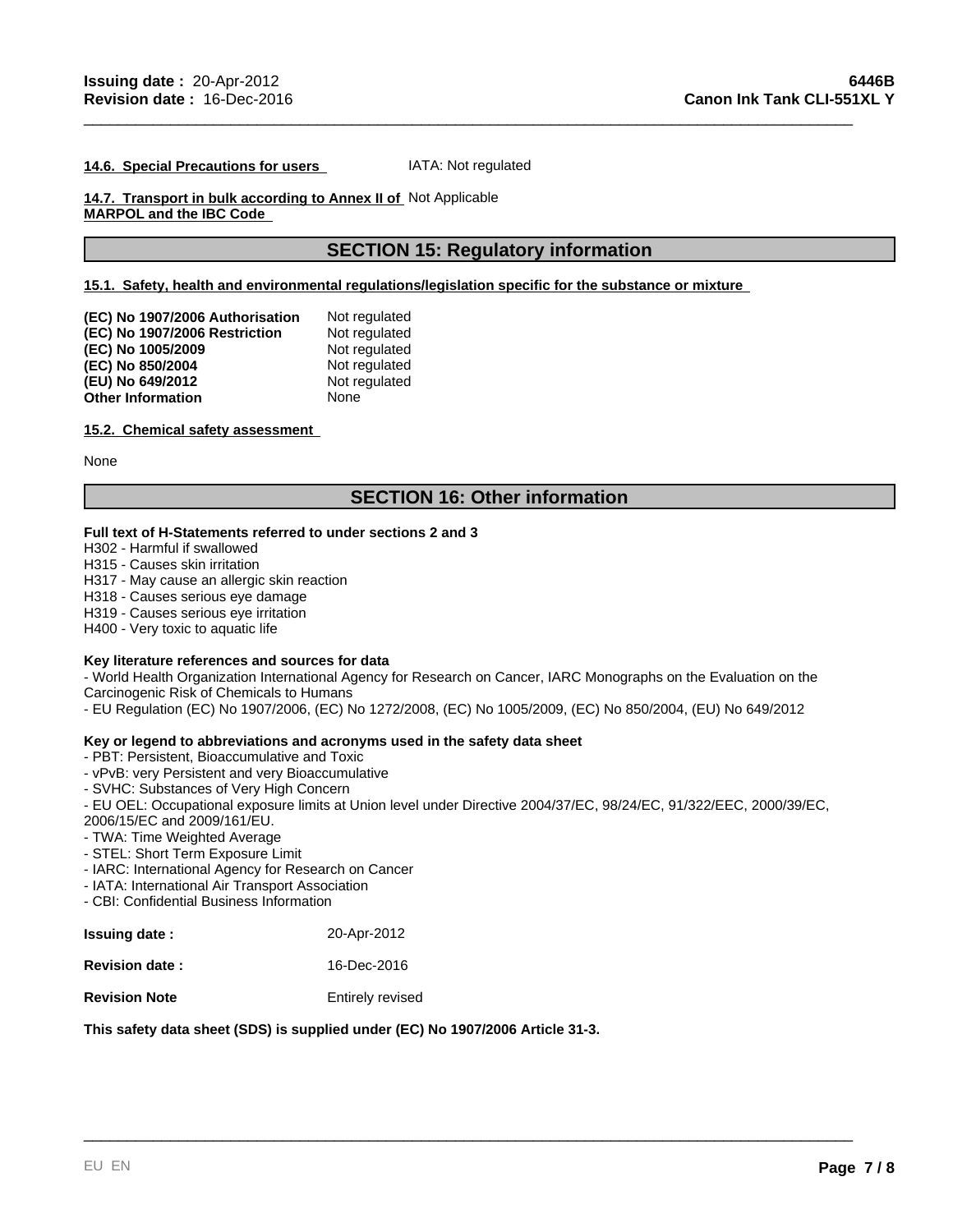**14.6. Special Precautions for users** IATA: Not regulated

**14.7. Transport in bulk according to Annex II of MARPOL and the IBC Code** Not Applicable

## SECTION 15: Regulatory information

**15.1. Safety, health and environmental regulations/legislation specific for the substance or mixture**

| | |
|---|---|
| **(EC) No 1907/2006 Authorisation** | Not regulated |
| **(EC) No 1907/2006 Restriction** | Not regulated |
| **(EC) No 1005/2009** | Not regulated |
| **(EC) No 850/2004** | Not regulated |
| **(EU) No 649/2012** | Not regulated |
| **Other Information** | None |

**15.2. Chemical safety assessment**

None

## SECTION 16: Other information

**Full text of H-Statements referred to under sections 2 and 3**

H302 - Harmful if swallowed
H315 - Causes skin irritation
H317 - May cause an allergic skin reaction
H318 - Causes serious eye damage
H319 - Causes serious eye irritation
H400 - Very toxic to aquatic life

**Key literature references and sources for data**

- World Health Organization International Agency for Research on Cancer, IARC Monographs on the Evaluation on the Carcinogenic Risk of Chemicals to Humans
- EU Regulation (EC) No 1907/2006, (EC) No 1272/2008, (EC) No 1005/2009, (EC) No 850/2004, (EU) No 649/2012

**Key or legend to abbreviations and acronyms used in the safety data sheet**

- PBT: Persistent, Bioaccumulative and Toxic
- vPvB: very Persistent and very Bioaccumulative
- SVHC: Substances of Very High Concern
- EU OEL: Occupational exposure limits at Union level under Directive 2004/37/EC, 98/24/EC, 91/322/EEC, 2000/39/EC, 2006/15/EC and 2009/161/EU.
- TWA: Time Weighted Average
- STEL: Short Term Exposure Limit
- IARC: International Agency for Research on Cancer
- IATA: International Air Transport Association
- CBI: Confidential Business Information

| | |
|---|---|
| **Issuing date :** | 20-Apr-2012 |
| **Revision date :** | 16-Dec-2016 |
| **Revision Note** | Entirely revised |

**This safety data sheet (SDS) is supplied under (EC) No 1907/2006 Article 31-3.**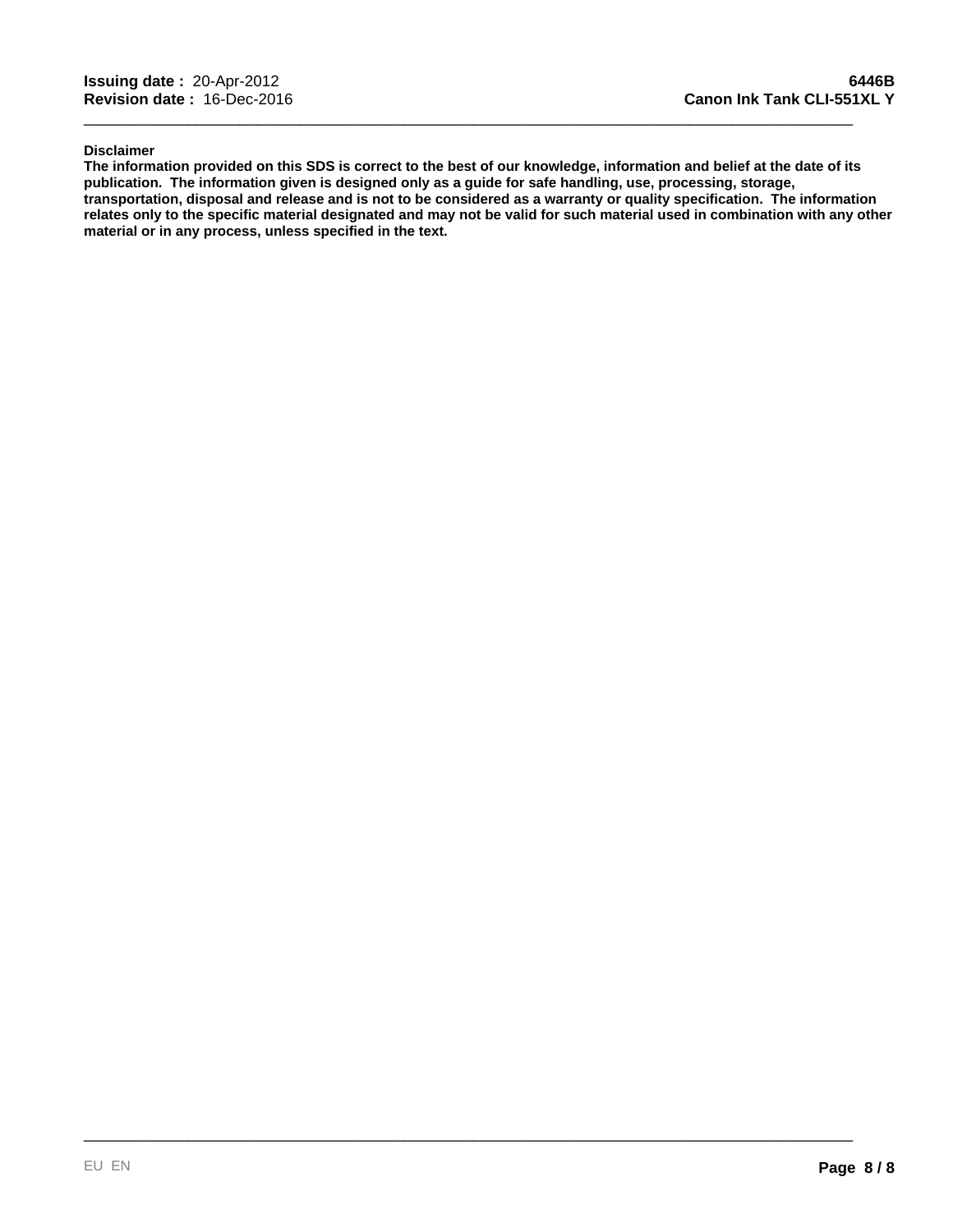**Disclaimer**

**The information provided on this SDS is correct to the best of our knowledge, information and belief at the date of its publication. The information given is designed only as a guide for safe handling, use, processing, storage, transportation, disposal and release and is not to be considered as a warranty or quality specification. The information relates only to the specific material designated and may not be valid for such material used in combination with any other material or in any process, unless specified in the text.**